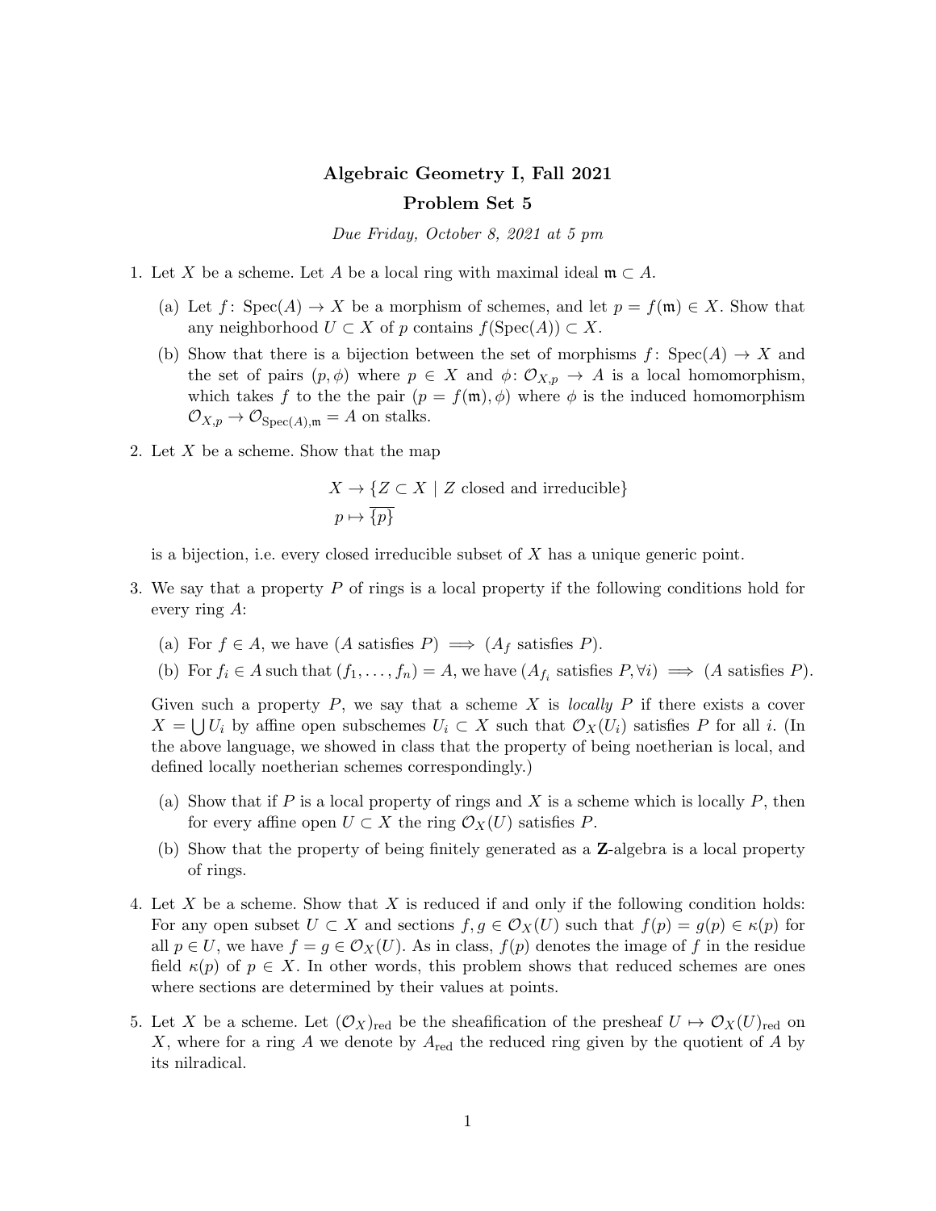# Algebraic Geometry I, Fall 2021

## Problem Set 5

*Due Friday, October 8, 2021 at 5 pm*

1. Let $X$ be a scheme. Let $A$ be a local ring with maximal ideal $\mathfrak{m} \subset A$.

   (a) Let $f\colon \operatorname{Spec}(A) \to X$ be a morphism of schemes, and let $p = f(\mathfrak{m}) \in X$. Show that any neighborhood $U \subset X$ of $p$ contains $f(\operatorname{Spec}(A)) \subset X$.

   (b) Show that there is a bijection between the set of morphisms $f\colon \operatorname{Spec}(A) \to X$ and the set of pairs $(p, \phi)$ where $p \in X$ and $\phi\colon \mathcal{O}_{X,p} \to A$ is a local homomorphism, which takes $f$ to the the pair $(p = f(\mathfrak{m}), \phi)$ where $\phi$ is the induced homomorphism $\mathcal{O}_{X,p} \to \mathcal{O}_{\operatorname{Spec}(A),\mathfrak{m}} = A$ on stalks.

2. Let $X$ be a scheme. Show that the map

$$X \to \{Z \subset X \mid Z \text{ closed and irreducible}\}$$
$$p \mapsto \overline{\{p\}}$$

   is a bijection, i.e. every closed irreducible subset of $X$ has a unique generic point.

3. We say that a property $P$ of rings is a local property if the following conditions hold for every ring $A$:

   (a) For $f \in A$, we have ($A$ satisfies $P$) $\implies$ ($A_f$ satisfies $P$).

   (b) For $f_i \in A$ such that $(f_1, \ldots, f_n) = A$, we have ($A_{f_i}$ satisfies $P, \forall i$) $\implies$ ($A$ satisfies $P$).

   Given such a property $P$, we say that a scheme $X$ is *locally* $P$ if there exists a cover $X = \bigcup U_i$ by affine open subschemes $U_i \subset X$ such that $\mathcal{O}_X(U_i)$ satisfies $P$ for all $i$. (In the above language, we showed in class that the property of being noetherian is local, and defined locally noetherian schemes correspondingly.)

   (a) Show that if $P$ is a local property of rings and $X$ is a scheme which is locally $P$, then for every affine open $U \subset X$ the ring $\mathcal{O}_X(U)$ satisfies $P$.

   (b) Show that the property of being finitely generated as a $\mathbf{Z}$-algebra is a local property of rings.

4. Let $X$ be a scheme. Show that $X$ is reduced if and only if the following condition holds: For any open subset $U \subset X$ and sections $f, g \in \mathcal{O}_X(U)$ such that $f(p) = g(p) \in \kappa(p)$ for all $p \in U$, we have $f = g \in \mathcal{O}_X(U)$. As in class, $f(p)$ denotes the image of $f$ in the residue field $\kappa(p)$ of $p \in X$. In other words, this problem shows that reduced schemes are ones where sections are determined by their values at points.

5. Let $X$ be a scheme. Let $(\mathcal{O}_X)_{\text{red}}$ be the sheafification of the presheaf $U \mapsto \mathcal{O}_X(U)_{\text{red}}$ on $X$, where for a ring $A$ we denote by $A_{\text{red}}$ the reduced ring given by the quotient of $A$ by its nilradical.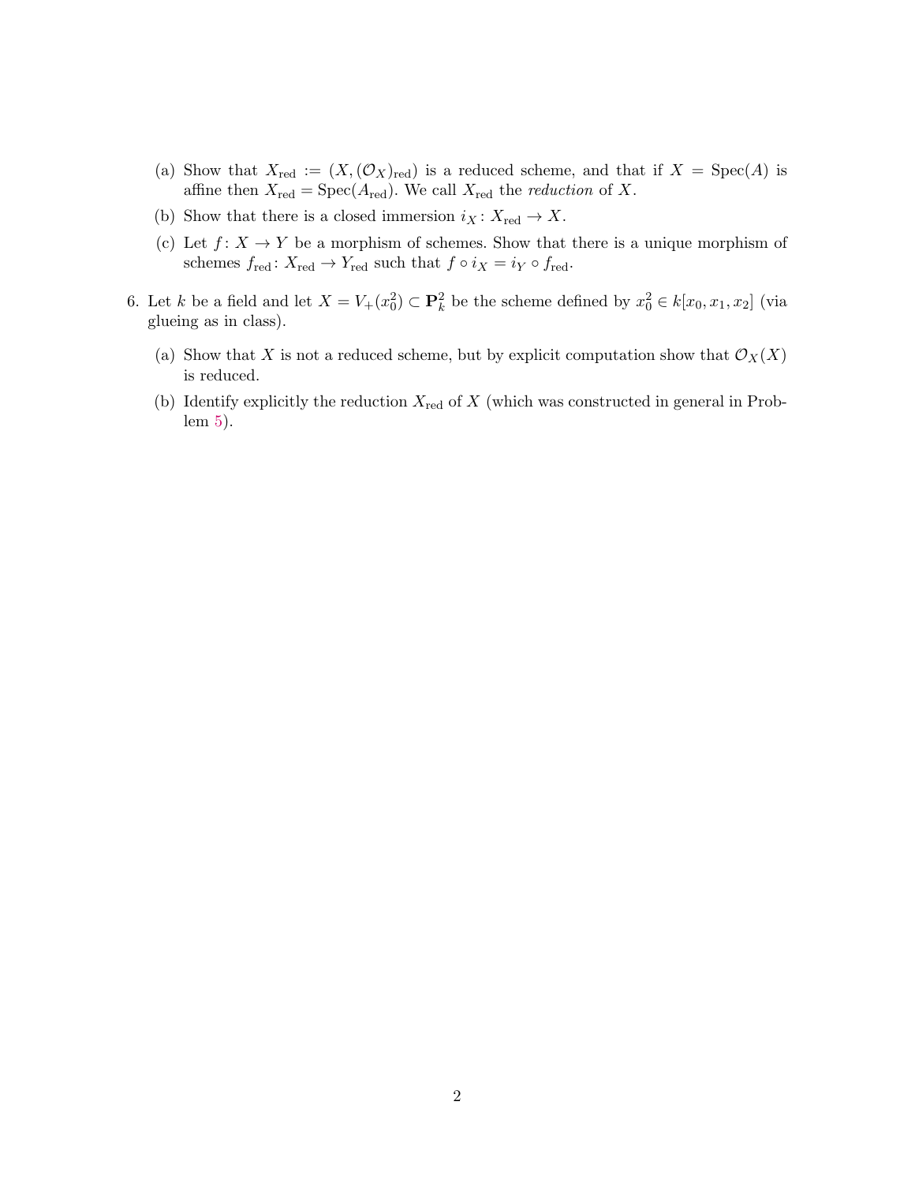(a) Show that $X_{\text{red}} := (X, (\mathcal{O}_X)_{\text{red}})$ is a reduced scheme, and that if $X = \operatorname{Spec}(A)$ is affine then $X_{\text{red}} = \operatorname{Spec}(A_{\text{red}})$. We call $X_{\text{red}}$ the *reduction* of $X$.

(b) Show that there is a closed immersion $i_X : X_{\text{red}} \to X$.

(c) Let $f : X \to Y$ be a morphism of schemes. Show that there is a unique morphism of schemes $f_{\text{red}} : X_{\text{red}} \to Y_{\text{red}}$ such that $f \circ i_X = i_Y \circ f_{\text{red}}$.

6. Let $k$ be a field and let $X = V_+(x_0^2) \subset \mathbf{P}_k^2$ be the scheme defined by $x_0^2 \in k[x_0, x_1, x_2]$ (via glueing as in class).

   (a) Show that $X$ is not a reduced scheme, but by explicit computation show that $\mathcal{O}_X(X)$ is reduced.

   (b) Identify explicitly the reduction $X_{\text{red}}$ of $X$ (which was constructed in general in Problem 5).